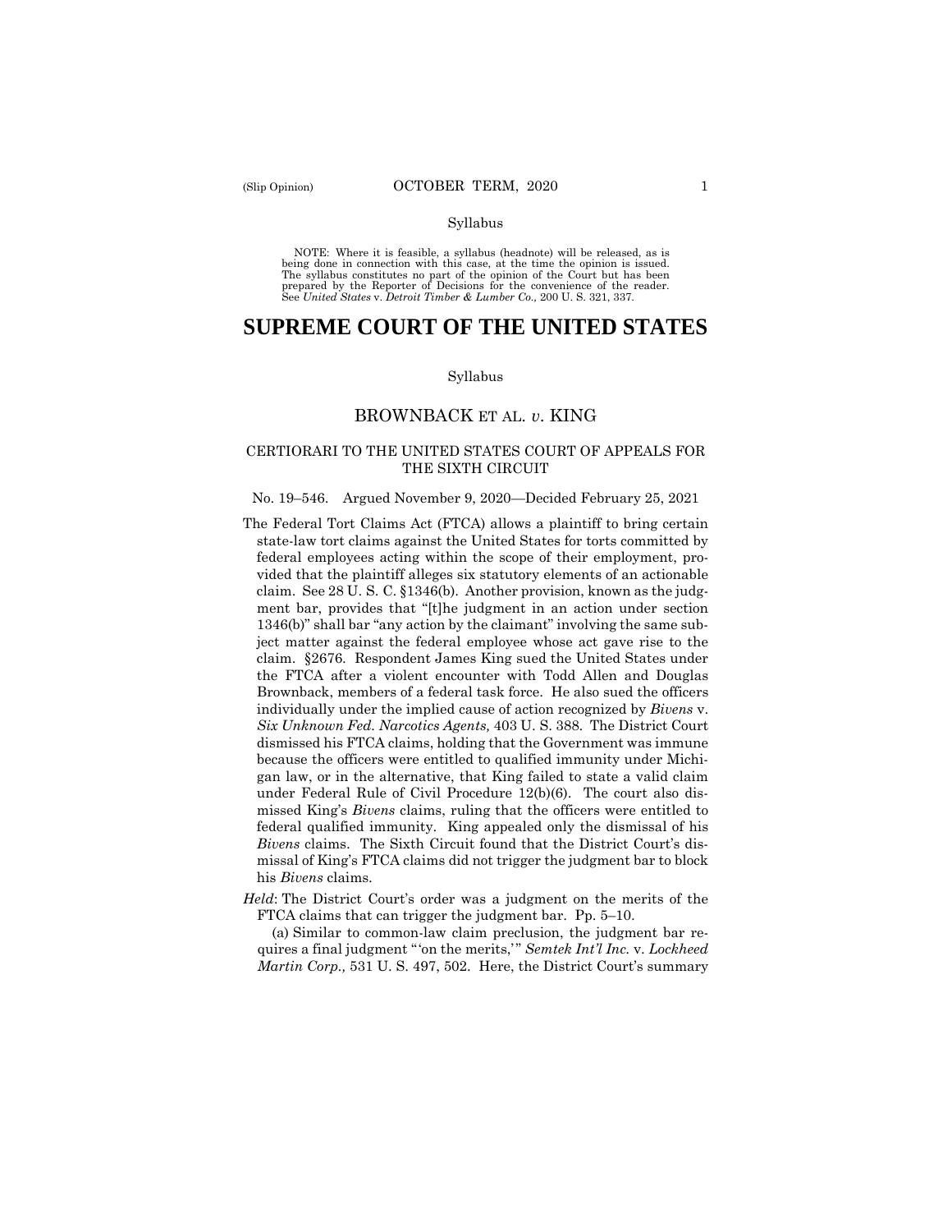NOTE: Where it is feasible, a syllabus (headnote) will be released, as is being done in connection with this case, at the time the opinion is issued. The syllabus constitutes no part of the opinion of the Court but has been prepared by the Reporter of Decisions for the convenience of the reader. See *United States* v. *Detroit Timber & Lumber Co.,* 200 U. S. 321, 337.

# SUPREME COURT OF THE UNITED STATES

Syllabus

## BROWNBACK ET AL. *v*. KING

### CERTIORARI TO THE UNITED STATES COURT OF APPEALS FOR THE SIXTH CIRCUIT

No. 19–546. Argued November 9, 2020—Decided February 25, 2021

The Federal Tort Claims Act (FTCA) allows a plaintiff to bring certain state-law tort claims against the United States for torts committed by federal employees acting within the scope of their employment, provided that the plaintiff alleges six statutory elements of an actionable claim. See 28 U. S. C. §1346(b). Another provision, known as the judgment bar, provides that "[t]he judgment in an action under section 1346(b)" shall bar "any action by the claimant" involving the same subject matter against the federal employee whose act gave rise to the claim. §2676. Respondent James King sued the United States under the FTCA after a violent encounter with Todd Allen and Douglas Brownback, members of a federal task force. He also sued the officers individually under the implied cause of action recognized by *Bivens* v. *Six Unknown Fed. Narcotics Agents,* 403 U. S. 388. The District Court dismissed his FTCA claims, holding that the Government was immune because the officers were entitled to qualified immunity under Michigan law, or in the alternative, that King failed to state a valid claim under Federal Rule of Civil Procedure 12(b)(6). The court also dismissed King's *Bivens* claims, ruling that the officers were entitled to federal qualified immunity. King appealed only the dismissal of his *Bivens* claims. The Sixth Circuit found that the District Court's dismissal of King's FTCA claims did not trigger the judgment bar to block his *Bivens* claims.

*Held*: The District Court's order was a judgment on the merits of the FTCA claims that can trigger the judgment bar. Pp. 5–10.

(a) Similar to common-law claim preclusion, the judgment bar requires a final judgment "'on the merits,'" *Semtek Int'l Inc.* v. *Lockheed Martin Corp.,* 531 U. S. 497, 502. Here, the District Court's summary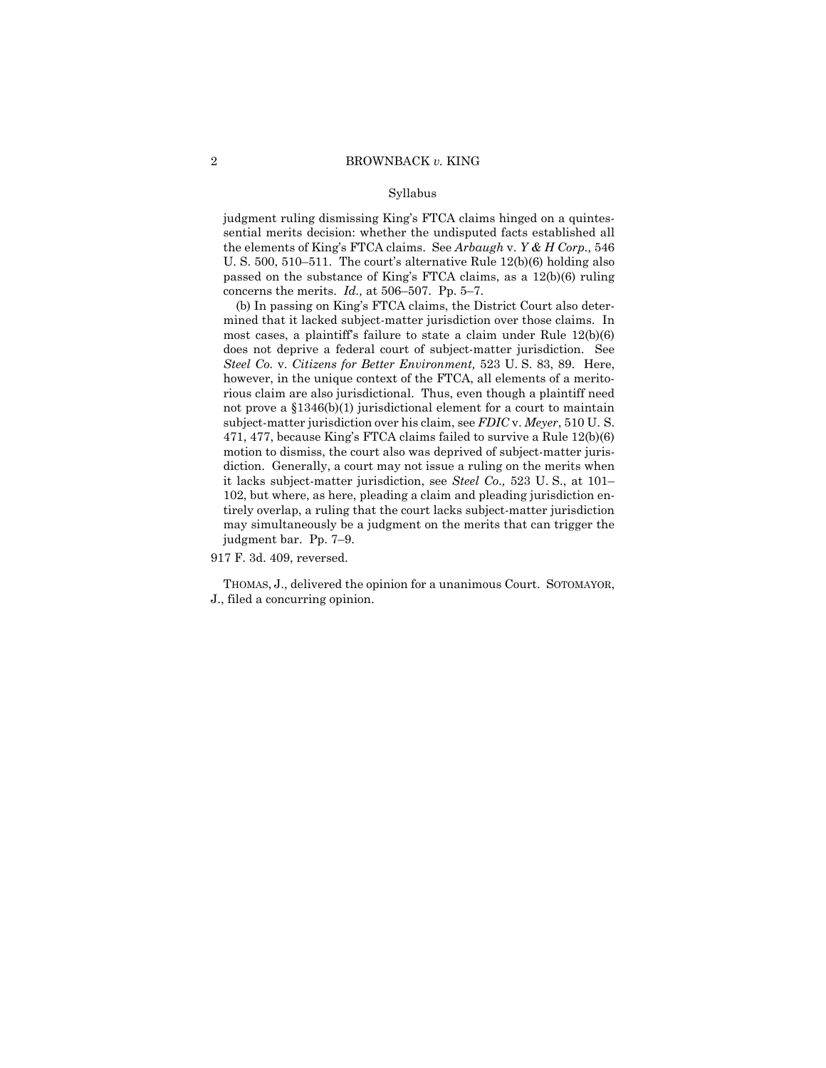Syllabus

judgment ruling dismissing King's FTCA claims hinged on a quintessential merits decision: whether the undisputed facts established all the elements of King's FTCA claims. See *Arbaugh* v. *Y & H Corp.,* 546 U. S. 500, 510–511. The court's alternative Rule 12(b)(6) holding also passed on the substance of King's FTCA claims, as a 12(b)(6) ruling concerns the merits. *Id.,* at 506–507. Pp. 5–7.

(b) In passing on King's FTCA claims, the District Court also determined that it lacked subject-matter jurisdiction over those claims. In most cases, a plaintiff's failure to state a claim under Rule 12(b)(6) does not deprive a federal court of subject-matter jurisdiction. See *Steel Co.* v. *Citizens for Better Environment,* 523 U. S. 83, 89. Here, however, in the unique context of the FTCA, all elements of a meritorious claim are also jurisdictional. Thus, even though a plaintiff need not prove a §1346(b)(1) jurisdictional element for a court to maintain subject-matter jurisdiction over his claim, see *FDIC* v. *Meyer*, 510 U. S. 471, 477, because King's FTCA claims failed to survive a Rule 12(b)(6) motion to dismiss, the court also was deprived of subject-matter jurisdiction. Generally, a court may not issue a ruling on the merits when it lacks subject-matter jurisdiction, see *Steel Co.,* 523 U. S., at 101–102, but where, as here, pleading a claim and pleading jurisdiction entirely overlap, a ruling that the court lacks subject-matter jurisdiction may simultaneously be a judgment on the merits that can trigger the judgment bar. Pp. 7–9.

917 F. 3d. 409, reversed.

THOMAS, J., delivered the opinion for a unanimous Court. SOTOMAYOR, J., filed a concurring opinion.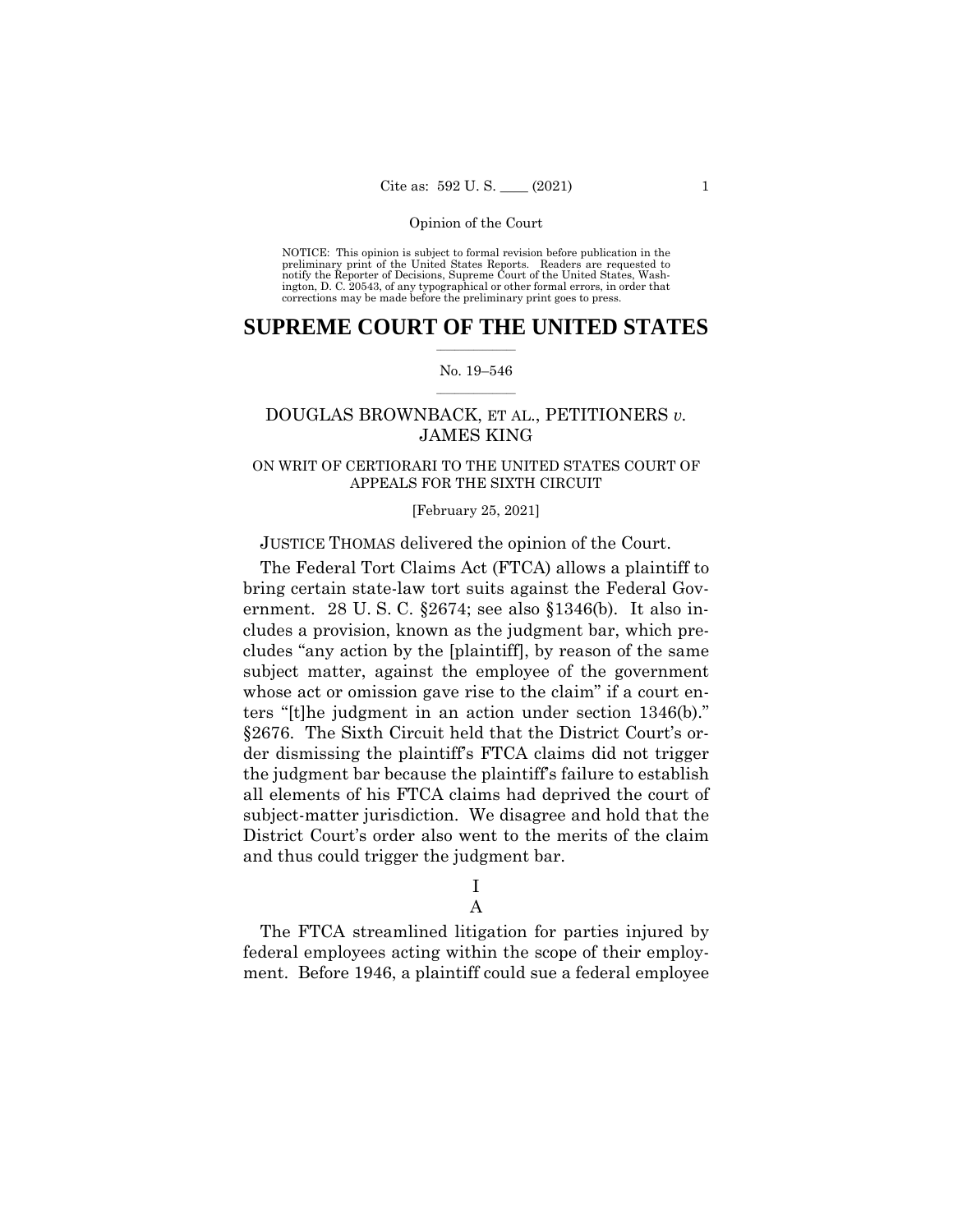NOTICE: This opinion is subject to formal revision before publication in the preliminary print of the United States Reports. Readers are requested to notify the Reporter of Decisions, Supreme Court of the United States, Washington, D. C. 20543, of any typographical or other formal errors, in order that corrections may be made before the preliminary print goes to press.

# SUPREME COURT OF THE UNITED STATES

No. 19–546

## DOUGLAS BROWNBACK, ET AL., PETITIONERS *v.* JAMES KING

ON WRIT OF CERTIORARI TO THE UNITED STATES COURT OF APPEALS FOR THE SIXTH CIRCUIT

[February 25, 2021]

JUSTICE THOMAS delivered the opinion of the Court.

The Federal Tort Claims Act (FTCA) allows a plaintiff to bring certain state-law tort suits against the Federal Government. 28 U. S. C. §2674; see also §1346(b). It also includes a provision, known as the judgment bar, which precludes "any action by the [plaintiff], by reason of the same subject matter, against the employee of the government whose act or omission gave rise to the claim" if a court enters "[t]he judgment in an action under section 1346(b)." §2676. The Sixth Circuit held that the District Court's order dismissing the plaintiff's FTCA claims did not trigger the judgment bar because the plaintiff's failure to establish all elements of his FTCA claims had deprived the court of subject-matter jurisdiction. We disagree and hold that the District Court's order also went to the merits of the claim and thus could trigger the judgment bar.

# I

## A

The FTCA streamlined litigation for parties injured by federal employees acting within the scope of their employment. Before 1946, a plaintiff could sue a federal employee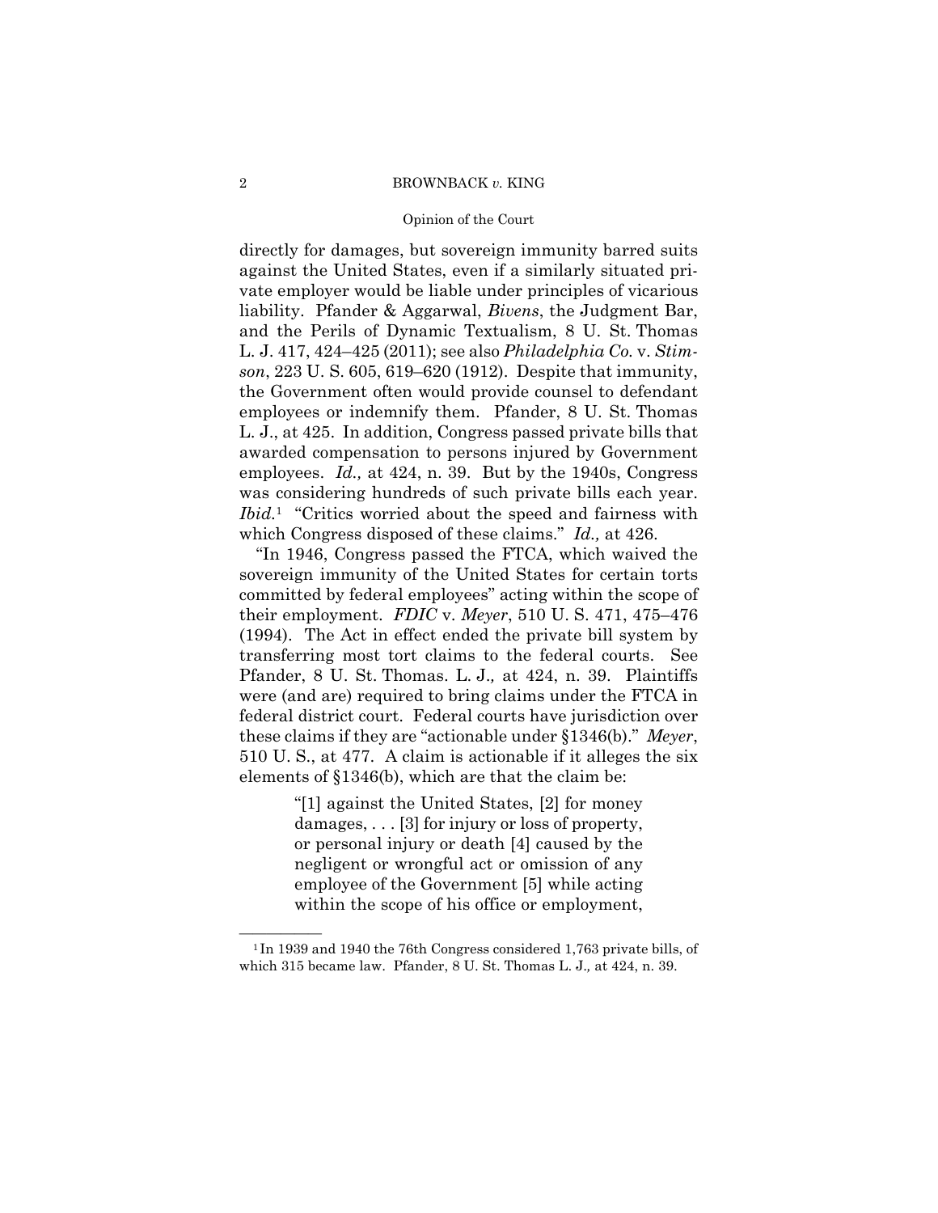directly for damages, but sovereign immunity barred suits against the United States, even if a similarly situated private employer would be liable under principles of vicarious liability. Pfander & Aggarwal, *Bivens*, the Judgment Bar, and the Perils of Dynamic Textualism, 8 U. St. Thomas L. J. 417, 424–425 (2011); see also *Philadelphia Co.* v. *Stimson*, 223 U. S. 605, 619–620 (1912). Despite that immunity, the Government often would provide counsel to defendant employees or indemnify them. Pfander, 8 U. St. Thomas L. J., at 425. In addition, Congress passed private bills that awarded compensation to persons injured by Government employees. *Id.,* at 424, n. 39. But by the 1940s, Congress was considering hundreds of such private bills each year. *Ibid.*[1] "Critics worried about the speed and fairness with which Congress disposed of these claims." *Id.,* at 426.

"In 1946, Congress passed the FTCA, which waived the sovereign immunity of the United States for certain torts committed by federal employees" acting within the scope of their employment. *FDIC* v. *Meyer*, 510 U. S. 471, 475–476 (1994). The Act in effect ended the private bill system by transferring most tort claims to the federal courts. See Pfander, 8 U. St. Thomas. L. J.*,* at 424, n. 39. Plaintiffs were (and are) required to bring claims under the FTCA in federal district court. Federal courts have jurisdiction over these claims if they are "actionable under §1346(b)." *Meyer*, 510 U. S., at 477. A claim is actionable if it alleges the six elements of §1346(b), which are that the claim be:

> "[1] against the United States, [2] for money damages, . . . [3] for injury or loss of property, or personal injury or death [4] caused by the negligent or wrongful act or omission of any employee of the Government [5] while acting within the scope of his office or employment,

---

[1] In 1939 and 1940 the 76th Congress considered 1,763 private bills, of which 315 became law. Pfander, 8 U. St. Thomas L. J.*,* at 424, n. 39.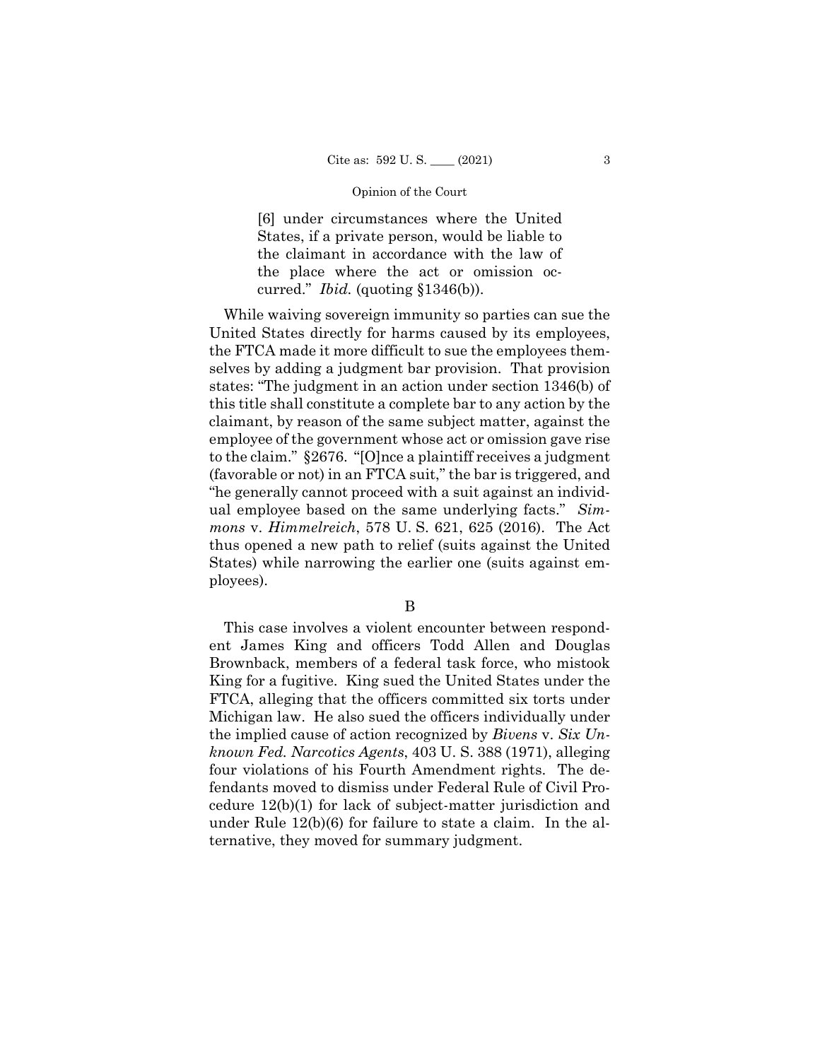> [6] under circumstances where the United States, if a private person, would be liable to the claimant in accordance with the law of the place where the act or omission occurred." *Ibid.* (quoting §1346(b)).

While waiving sovereign immunity so parties can sue the United States directly for harms caused by its employees, the FTCA made it more difficult to sue the employees themselves by adding a judgment bar provision. That provision states: "The judgment in an action under section 1346(b) of this title shall constitute a complete bar to any action by the claimant, by reason of the same subject matter, against the employee of the government whose act or omission gave rise to the claim." §2676. "[O]nce a plaintiff receives a judgment (favorable or not) in an FTCA suit," the bar is triggered, and "he generally cannot proceed with a suit against an individual employee based on the same underlying facts." *Simmons* v. *Himmelreich*, 578 U. S. 621, 625 (2016). The Act thus opened a new path to relief (suits against the United States) while narrowing the earlier one (suits against employees).

B

This case involves a violent encounter between respondent James King and officers Todd Allen and Douglas Brownback, members of a federal task force, who mistook King for a fugitive. King sued the United States under the FTCA, alleging that the officers committed six torts under Michigan law. He also sued the officers individually under the implied cause of action recognized by *Bivens* v. *Six Unknown Fed. Narcotics Agents*, 403 U. S. 388 (1971), alleging four violations of his Fourth Amendment rights. The defendants moved to dismiss under Federal Rule of Civil Procedure 12(b)(1) for lack of subject-matter jurisdiction and under Rule 12(b)(6) for failure to state a claim. In the alternative, they moved for summary judgment.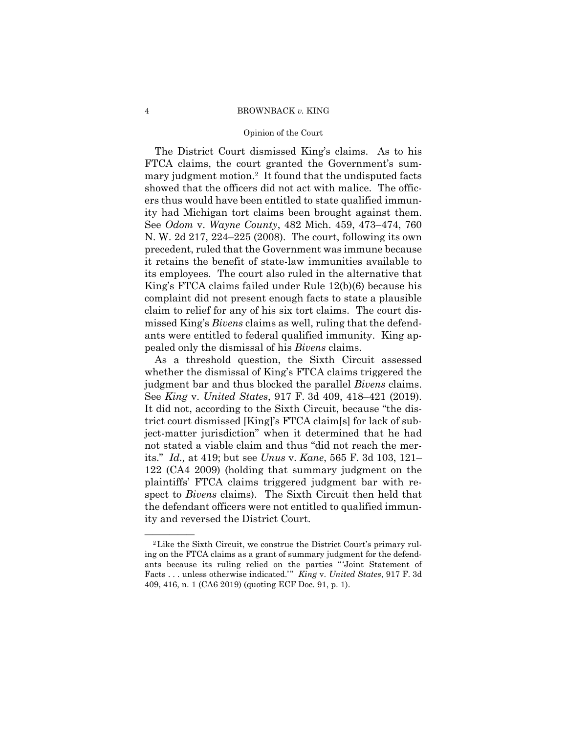The District Court dismissed King's claims. As to his FTCA claims, the court granted the Government's summary judgment motion.[2] It found that the undisputed facts showed that the officers did not act with malice. The officers thus would have been entitled to state qualified immunity had Michigan tort claims been brought against them. See *Odom* v. *Wayne County*, 482 Mich. 459, 473–474, 760 N. W. 2d 217, 224–225 (2008). The court, following its own precedent, ruled that the Government was immune because it retains the benefit of state-law immunities available to its employees. The court also ruled in the alternative that King's FTCA claims failed under Rule 12(b)(6) because his complaint did not present enough facts to state a plausible claim to relief for any of his six tort claims. The court dismissed King's *Bivens* claims as well, ruling that the defendants were entitled to federal qualified immunity. King appealed only the dismissal of his *Bivens* claims.

As a threshold question, the Sixth Circuit assessed whether the dismissal of King's FTCA claims triggered the judgment bar and thus blocked the parallel *Bivens* claims. See *King* v. *United States*, 917 F. 3d 409, 418–421 (2019). It did not, according to the Sixth Circuit, because "the district court dismissed [King]'s FTCA claim[s] for lack of subject-matter jurisdiction" when it determined that he had not stated a viable claim and thus "did not reach the merits." *Id.,* at 419; but see *Unus* v. *Kane*, 565 F. 3d 103, 121–122 (CA4 2009) (holding that summary judgment on the plaintiffs' FTCA claims triggered judgment bar with respect to *Bivens* claims). The Sixth Circuit then held that the defendant officers were not entitled to qualified immunity and reversed the District Court.

---

[2] Like the Sixth Circuit, we construe the District Court's primary ruling on the FTCA claims as a grant of summary judgment for the defendants because its ruling relied on the parties "'Joint Statement of Facts . . . unless otherwise indicated.'" *King* v. *United States*, 917 F. 3d 409, 416, n. 1 (CA6 2019) (quoting ECF Doc. 91, p. 1).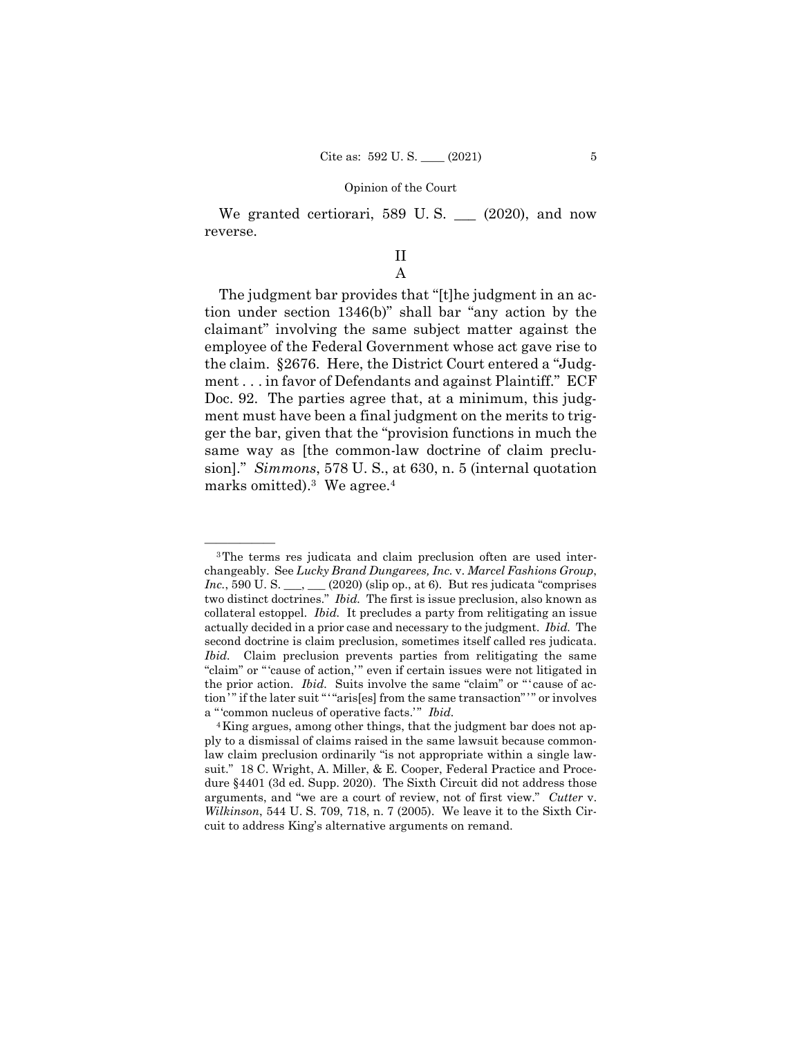We granted certiorari, 589 U. S. \_\_\_ (2020), and now reverse.

## II

### A

The judgment bar provides that "[t]he judgment in an action under section 1346(b)" shall bar "any action by the claimant" involving the same subject matter against the employee of the Federal Government whose act gave rise to the claim. §2676. Here, the District Court entered a "Judgment . . . in favor of Defendants and against Plaintiff." ECF Doc. 92. The parties agree that, at a minimum, this judgment must have been a final judgment on the merits to trigger the bar, given that the "provision functions in much the same way as [the common-law doctrine of claim preclusion]." *Simmons*, 578 U. S., at 630, n. 5 (internal quotation marks omitted).[3] We agree.[4]

---

[3] The terms res judicata and claim preclusion often are used interchangeably. See *Lucky Brand Dungarees, Inc.* v. *Marcel Fashions Group, Inc.*, 590 U. S. \_\_\_, \_\_\_ (2020) (slip op., at 6). But res judicata "comprises two distinct doctrines." *Ibid.* The first is issue preclusion, also known as collateral estoppel. *Ibid.* It precludes a party from relitigating an issue actually decided in a prior case and necessary to the judgment. *Ibid.* The second doctrine is claim preclusion, sometimes itself called res judicata. *Ibid.* Claim preclusion prevents parties from relitigating the same "claim" or "'cause of action,'" even if certain issues were not litigated in the prior action. *Ibid.* Suits involve the same "claim" or "'cause of action'" if the later suit "'"aris[es] from the same transaction"'" or involves a "'common nucleus of operative facts.'" *Ibid.*

[4] King argues, among other things, that the judgment bar does not apply to a dismissal of claims raised in the same lawsuit because common-law claim preclusion ordinarily "is not appropriate within a single lawsuit." 18 C. Wright, A. Miller, & E. Cooper, Federal Practice and Procedure §4401 (3d ed. Supp. 2020). The Sixth Circuit did not address those arguments, and "we are a court of review, not of first view." *Cutter* v. *Wilkinson*, 544 U. S. 709, 718, n. 7 (2005). We leave it to the Sixth Circuit to address King's alternative arguments on remand.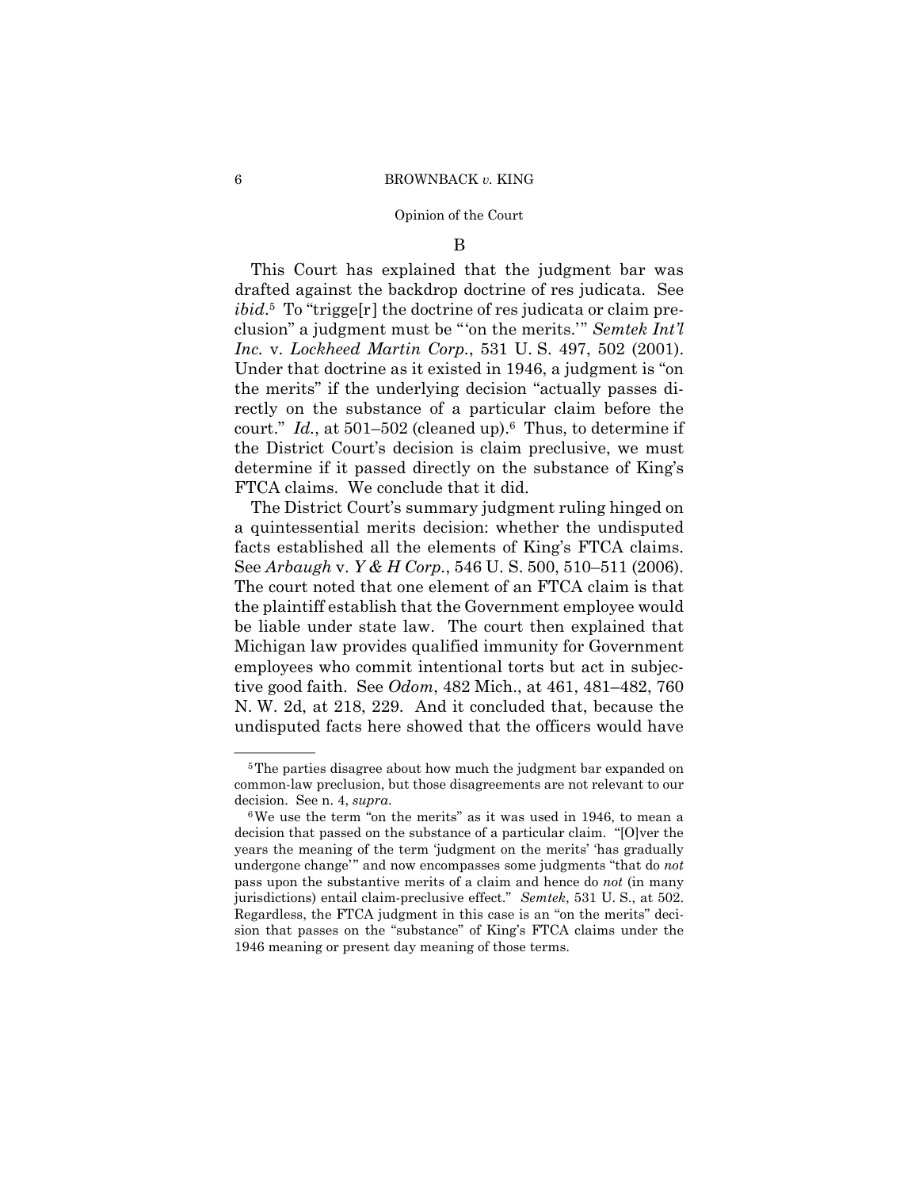### B

This Court has explained that the judgment bar was drafted against the backdrop doctrine of res judicata. See *ibid*.[5] To "trigge[r] the doctrine of res judicata or claim preclusion" a judgment must be "'on the merits.'" *Semtek Int'l Inc.* v. *Lockheed Martin Corp.*, 531 U. S. 497, 502 (2001). Under that doctrine as it existed in 1946, a judgment is "on the merits" if the underlying decision "actually passes directly on the substance of a particular claim before the court." *Id.*, at 501–502 (cleaned up).[6] Thus, to determine if the District Court's decision is claim preclusive, we must determine if it passed directly on the substance of King's FTCA claims. We conclude that it did.

The District Court's summary judgment ruling hinged on a quintessential merits decision: whether the undisputed facts established all the elements of King's FTCA claims. See *Arbaugh* v. *Y & H Corp.*, 546 U. S. 500, 510–511 (2006). The court noted that one element of an FTCA claim is that the plaintiff establish that the Government employee would be liable under state law. The court then explained that Michigan law provides qualified immunity for Government employees who commit intentional torts but act in subjective good faith. See *Odom*, 482 Mich., at 461, 481–482, 760 N. W. 2d, at 218, 229. And it concluded that, because the undisputed facts here showed that the officers would have

---

[5] The parties disagree about how much the judgment bar expanded on common-law preclusion, but those disagreements are not relevant to our decision. See n. 4, *supra*.

[6] We use the term "on the merits" as it was used in 1946, to mean a decision that passed on the substance of a particular claim. "[O]ver the years the meaning of the term 'judgment on the merits' 'has gradually undergone change'" and now encompasses some judgments "that do *not* pass upon the substantive merits of a claim and hence do *not* (in many jurisdictions) entail claim-preclusive effect." *Semtek*, 531 U. S., at 502. Regardless, the FTCA judgment in this case is an "on the merits" decision that passes on the "substance" of King's FTCA claims under the 1946 meaning or present day meaning of those terms.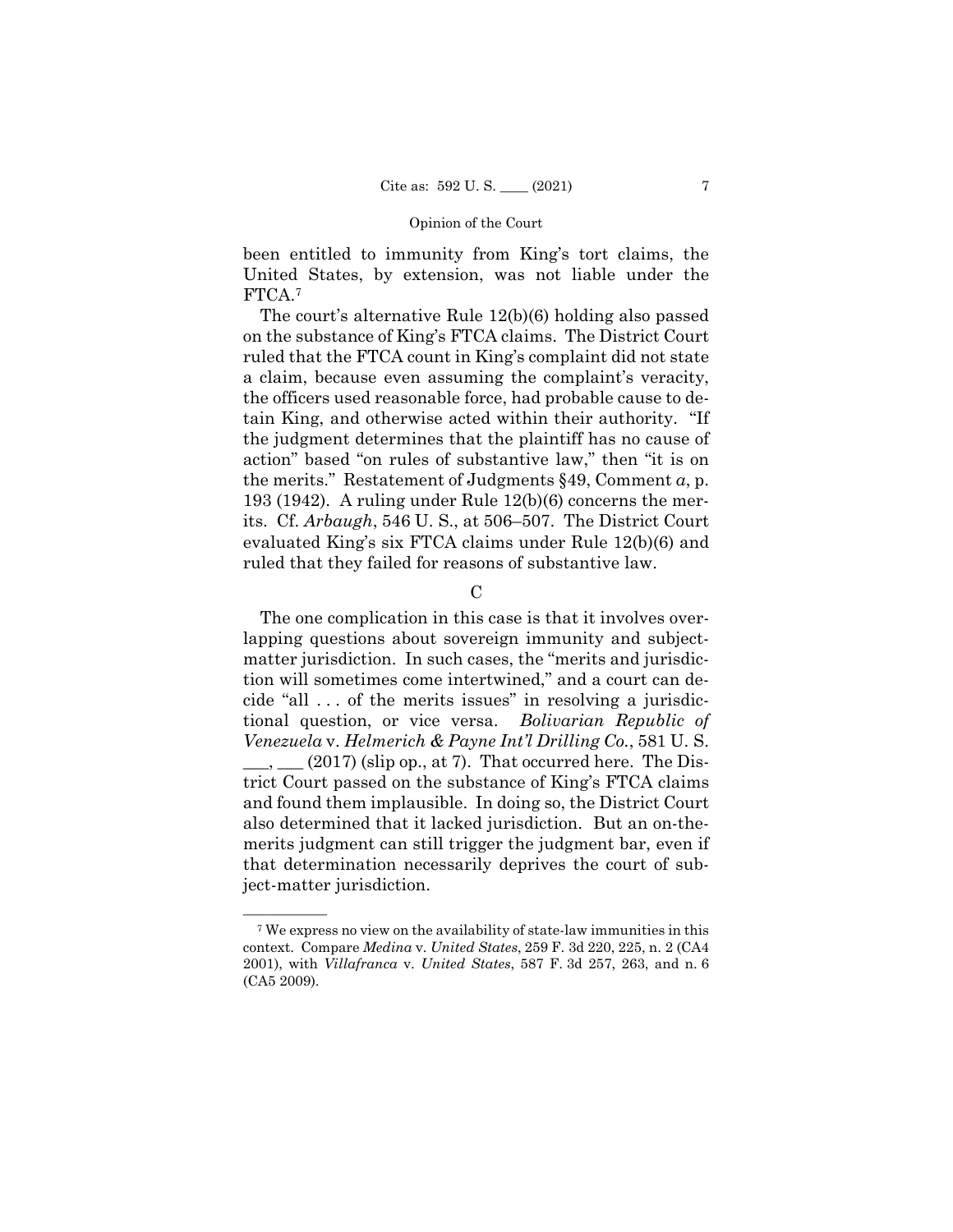been entitled to immunity from King's tort claims, the United States, by extension, was not liable under the FTCA.[7]

The court's alternative Rule 12(b)(6) holding also passed on the substance of King's FTCA claims. The District Court ruled that the FTCA count in King's complaint did not state a claim, because even assuming the complaint's veracity, the officers used reasonable force, had probable cause to detain King, and otherwise acted within their authority. "If the judgment determines that the plaintiff has no cause of action" based "on rules of substantive law," then "it is on the merits." Restatement of Judgments §49, Comment *a*, p. 193 (1942). A ruling under Rule 12(b)(6) concerns the merits. Cf. *Arbaugh*, 546 U. S., at 506–507. The District Court evaluated King's six FTCA claims under Rule 12(b)(6) and ruled that they failed for reasons of substantive law.

C

The one complication in this case is that it involves overlapping questions about sovereign immunity and subject-matter jurisdiction. In such cases, the "merits and jurisdiction will sometimes come intertwined," and a court can decide "all . . . of the merits issues" in resolving a jurisdictional question, or vice versa. *Bolivarian Republic of Venezuela* v. *Helmerich & Payne Int'l Drilling Co.*, 581 U. S. ___, ___ (2017) (slip op., at 7). That occurred here. The District Court passed on the substance of King's FTCA claims and found them implausible. In doing so, the District Court also determined that it lacked jurisdiction. But an on-the-merits judgment can still trigger the judgment bar, even if that determination necessarily deprives the court of subject-matter jurisdiction.

---

[7] We express no view on the availability of state-law immunities in this context. Compare *Medina* v. *United States*, 259 F. 3d 220, 225, n. 2 (CA4 2001), with *Villafranca* v. *United States*, 587 F. 3d 257, 263, and n. 6 (CA5 2009).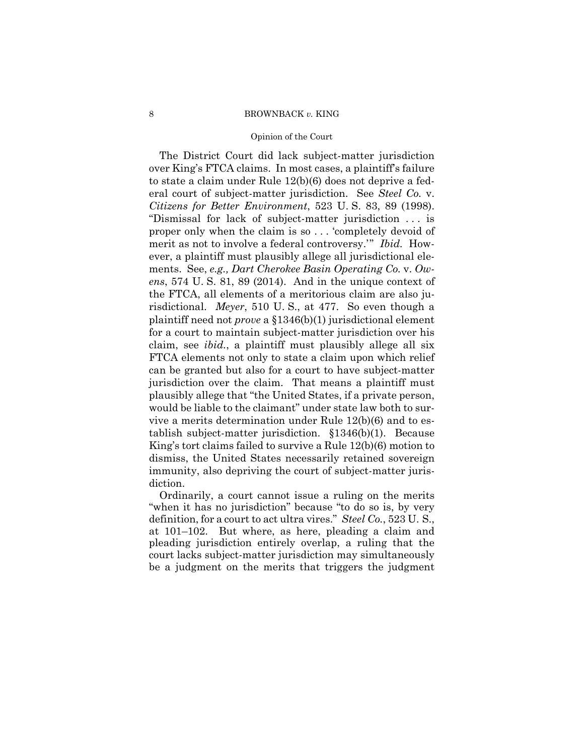The District Court did lack subject-matter jurisdiction over King's FTCA claims. In most cases, a plaintiff's failure to state a claim under Rule 12(b)(6) does not deprive a federal court of subject-matter jurisdiction. See *Steel Co.* v. *Citizens for Better Environment*, 523 U. S. 83, 89 (1998). "Dismissal for lack of subject-matter jurisdiction . . . is proper only when the claim is so . . . 'completely devoid of merit as not to involve a federal controversy.'" *Ibid.* However, a plaintiff must plausibly allege all jurisdictional elements. See, *e.g., Dart Cherokee Basin Operating Co.* v. *Owens*, 574 U. S. 81, 89 (2014). And in the unique context of the FTCA, all elements of a meritorious claim are also jurisdictional. *Meyer*, 510 U. S., at 477. So even though a plaintiff need not *prove* a §1346(b)(1) jurisdictional element for a court to maintain subject-matter jurisdiction over his claim, see *ibid.*, a plaintiff must plausibly allege all six FTCA elements not only to state a claim upon which relief can be granted but also for a court to have subject-matter jurisdiction over the claim. That means a plaintiff must plausibly allege that "the United States, if a private person, would be liable to the claimant" under state law both to survive a merits determination under Rule 12(b)(6) and to establish subject-matter jurisdiction. §1346(b)(1). Because King's tort claims failed to survive a Rule 12(b)(6) motion to dismiss, the United States necessarily retained sovereign immunity, also depriving the court of subject-matter jurisdiction.

Ordinarily, a court cannot issue a ruling on the merits "when it has no jurisdiction" because "to do so is, by very definition, for a court to act ultra vires." *Steel Co.*, 523 U. S., at 101–102. But where, as here, pleading a claim and pleading jurisdiction entirely overlap, a ruling that the court lacks subject-matter jurisdiction may simultaneously be a judgment on the merits that triggers the judgment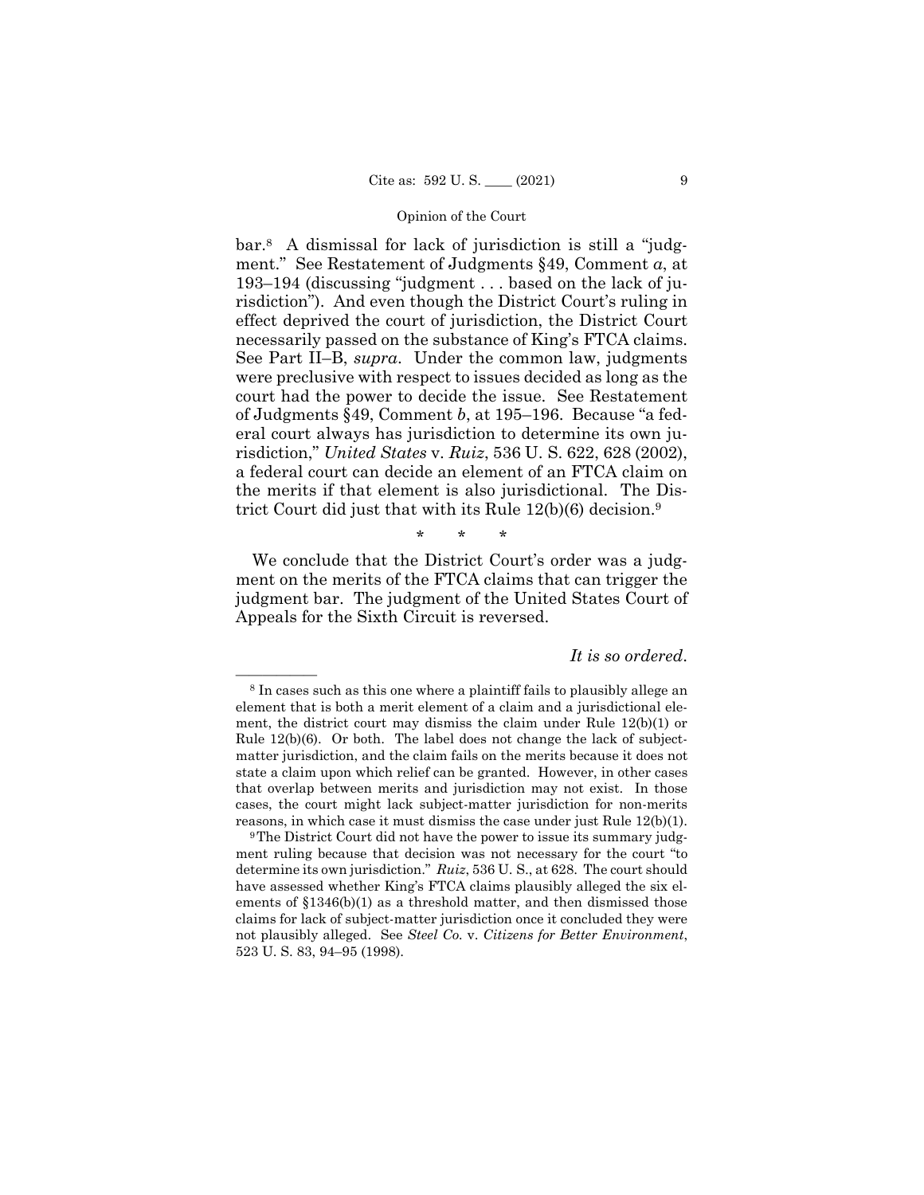bar.[8] A dismissal for lack of jurisdiction is still a "judgment." See Restatement of Judgments §49, Comment *a*, at 193–194 (discussing "judgment . . . based on the lack of jurisdiction"). And even though the District Court's ruling in effect deprived the court of jurisdiction, the District Court necessarily passed on the substance of King's FTCA claims. See Part II–B, *supra*. Under the common law, judgments were preclusive with respect to issues decided as long as the court had the power to decide the issue. See Restatement of Judgments §49, Comment *b*, at 195–196. Because "a federal court always has jurisdiction to determine its own jurisdiction," *United States* v. *Ruiz*, 536 U. S. 622, 628 (2002), a federal court can decide an element of an FTCA claim on the merits if that element is also jurisdictional. The District Court did just that with its Rule 12(b)(6) decision.[9]

\* \* \*

We conclude that the District Court's order was a judgment on the merits of the FTCA claims that can trigger the judgment bar. The judgment of the United States Court of Appeals for the Sixth Circuit is reversed.

*It is so ordered.*

---

[8] In cases such as this one where a plaintiff fails to plausibly allege an element that is both a merit element of a claim and a jurisdictional element, the district court may dismiss the claim under Rule 12(b)(1) or Rule 12(b)(6). Or both. The label does not change the lack of subject-matter jurisdiction, and the claim fails on the merits because it does not state a claim upon which relief can be granted. However, in other cases that overlap between merits and jurisdiction may not exist. In those cases, the court might lack subject-matter jurisdiction for non-merits reasons, in which case it must dismiss the case under just Rule 12(b)(1).

[9] The District Court did not have the power to issue its summary judgment ruling because that decision was not necessary for the court "to determine its own jurisdiction." *Ruiz*, 536 U. S., at 628. The court should have assessed whether King's FTCA claims plausibly alleged the six elements of §1346(b)(1) as a threshold matter, and then dismissed those claims for lack of subject-matter jurisdiction once it concluded they were not plausibly alleged. See *Steel Co.* v. *Citizens for Better Environment*, 523 U. S. 83, 94–95 (1998).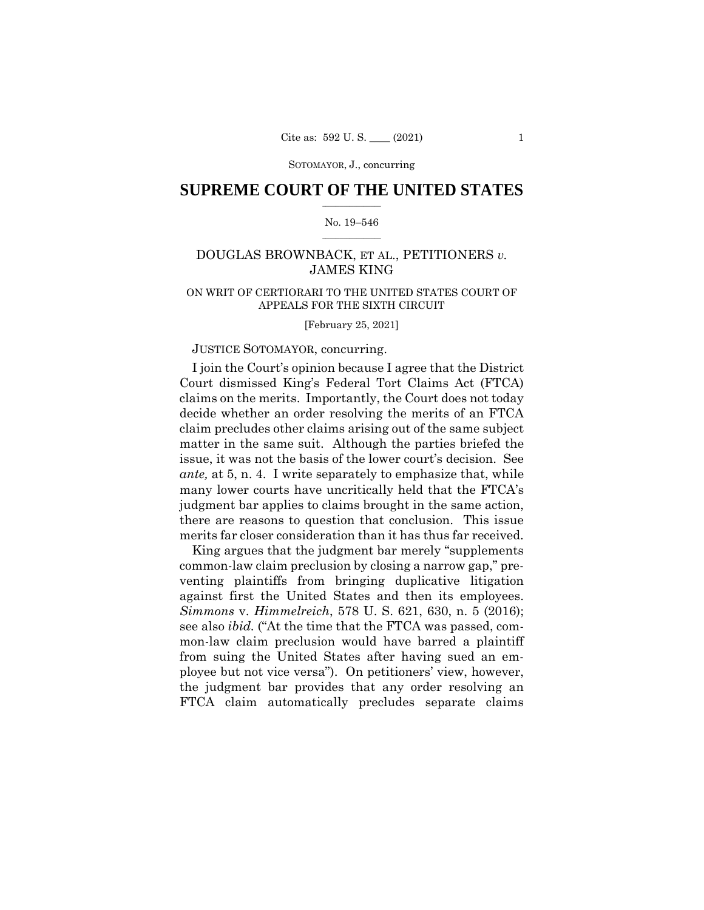SOTOMAYOR, J., concurring

# SUPREME COURT OF THE UNITED STATES

No. 19–546

## DOUGLAS BROWNBACK, ET AL., PETITIONERS *v.* JAMES KING

ON WRIT OF CERTIORARI TO THE UNITED STATES COURT OF APPEALS FOR THE SIXTH CIRCUIT

[February 25, 2021]

JUSTICE SOTOMAYOR, concurring.

I join the Court's opinion because I agree that the District Court dismissed King's Federal Tort Claims Act (FTCA) claims on the merits. Importantly, the Court does not today decide whether an order resolving the merits of an FTCA claim precludes other claims arising out of the same subject matter in the same suit. Although the parties briefed the issue, it was not the basis of the lower court's decision. See *ante,* at 5, n. 4. I write separately to emphasize that, while many lower courts have uncritically held that the FTCA's judgment bar applies to claims brought in the same action, there are reasons to question that conclusion. This issue merits far closer consideration than it has thus far received.

King argues that the judgment bar merely "supplements common-law claim preclusion by closing a narrow gap," preventing plaintiffs from bringing duplicative litigation against first the United States and then its employees. *Simmons* v. *Himmelreich*, 578 U. S. 621, 630, n. 5 (2016); see also *ibid.* ("At the time that the FTCA was passed, common-law claim preclusion would have barred a plaintiff from suing the United States after having sued an employee but not vice versa"). On petitioners' view, however, the judgment bar provides that any order resolving an FTCA claim automatically precludes separate claims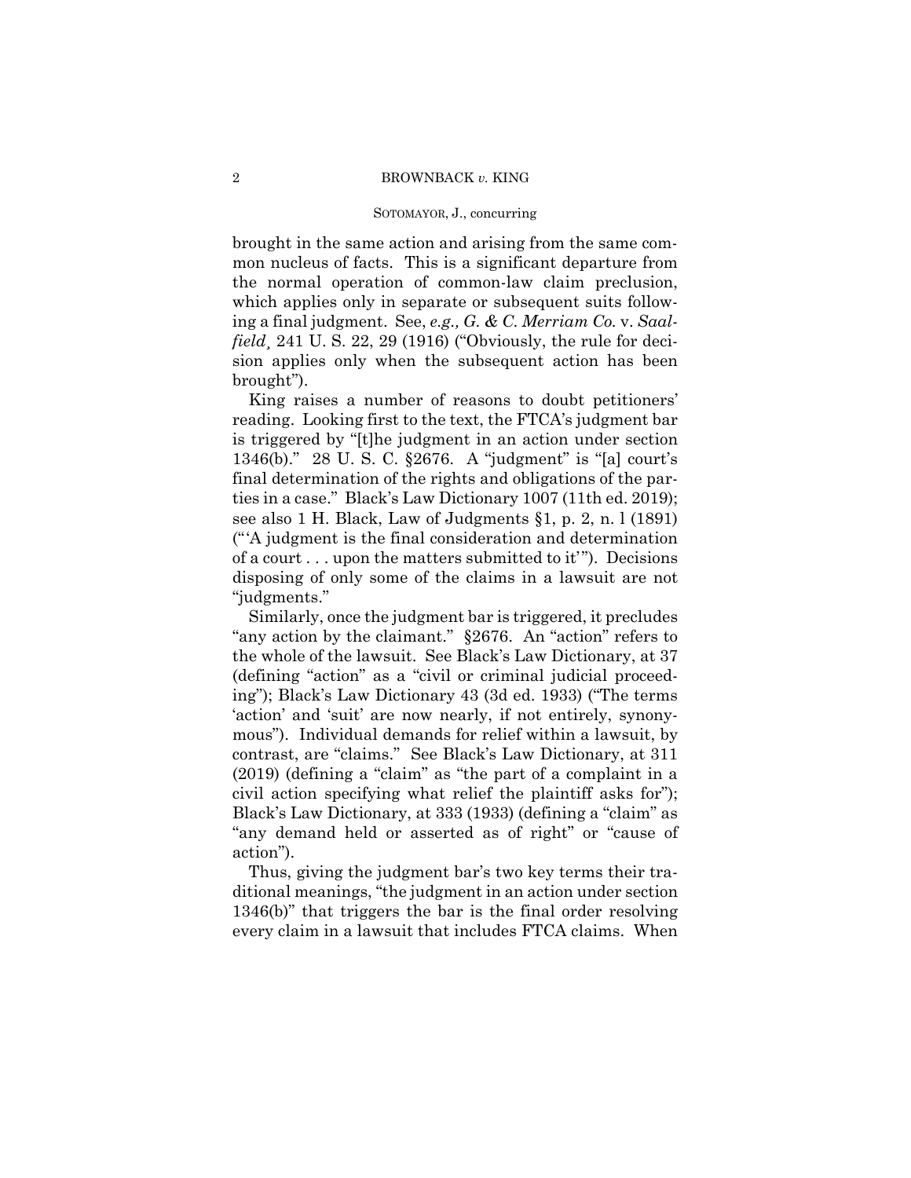brought in the same action and arising from the same common nucleus of facts. This is a significant departure from the normal operation of common-law claim preclusion, which applies only in separate or subsequent suits following a final judgment. See, *e.g., G. & C. Merriam Co.* v. *Saalfield*¸ 241 U. S. 22, 29 (1916) ("Obviously, the rule for decision applies only when the subsequent action has been brought").

King raises a number of reasons to doubt petitioners' reading. Looking first to the text, the FTCA's judgment bar is triggered by "[t]he judgment in an action under section 1346(b)." 28 U. S. C. §2676. A "judgment" is "[a] court's final determination of the rights and obligations of the parties in a case." Black's Law Dictionary 1007 (11th ed. 2019); see also 1 H. Black, Law of Judgments §1, p. 2, n. l (1891) ("'A judgment is the final consideration and determination of a court . . . upon the matters submitted to it'"). Decisions disposing of only some of the claims in a lawsuit are not "judgments."

Similarly, once the judgment bar is triggered, it precludes "any action by the claimant." §2676. An "action" refers to the whole of the lawsuit. See Black's Law Dictionary, at 37 (defining "action" as a "civil or criminal judicial proceeding"); Black's Law Dictionary 43 (3d ed. 1933) ("The terms 'action' and 'suit' are now nearly, if not entirely, synonymous"). Individual demands for relief within a lawsuit, by contrast, are "claims." See Black's Law Dictionary, at 311 (2019) (defining a "claim" as "the part of a complaint in a civil action specifying what relief the plaintiff asks for"); Black's Law Dictionary, at 333 (1933) (defining a "claim" as "any demand held or asserted as of right" or "cause of action").

Thus, giving the judgment bar's two key terms their traditional meanings, "the judgment in an action under section 1346(b)" that triggers the bar is the final order resolving every claim in a lawsuit that includes FTCA claims. When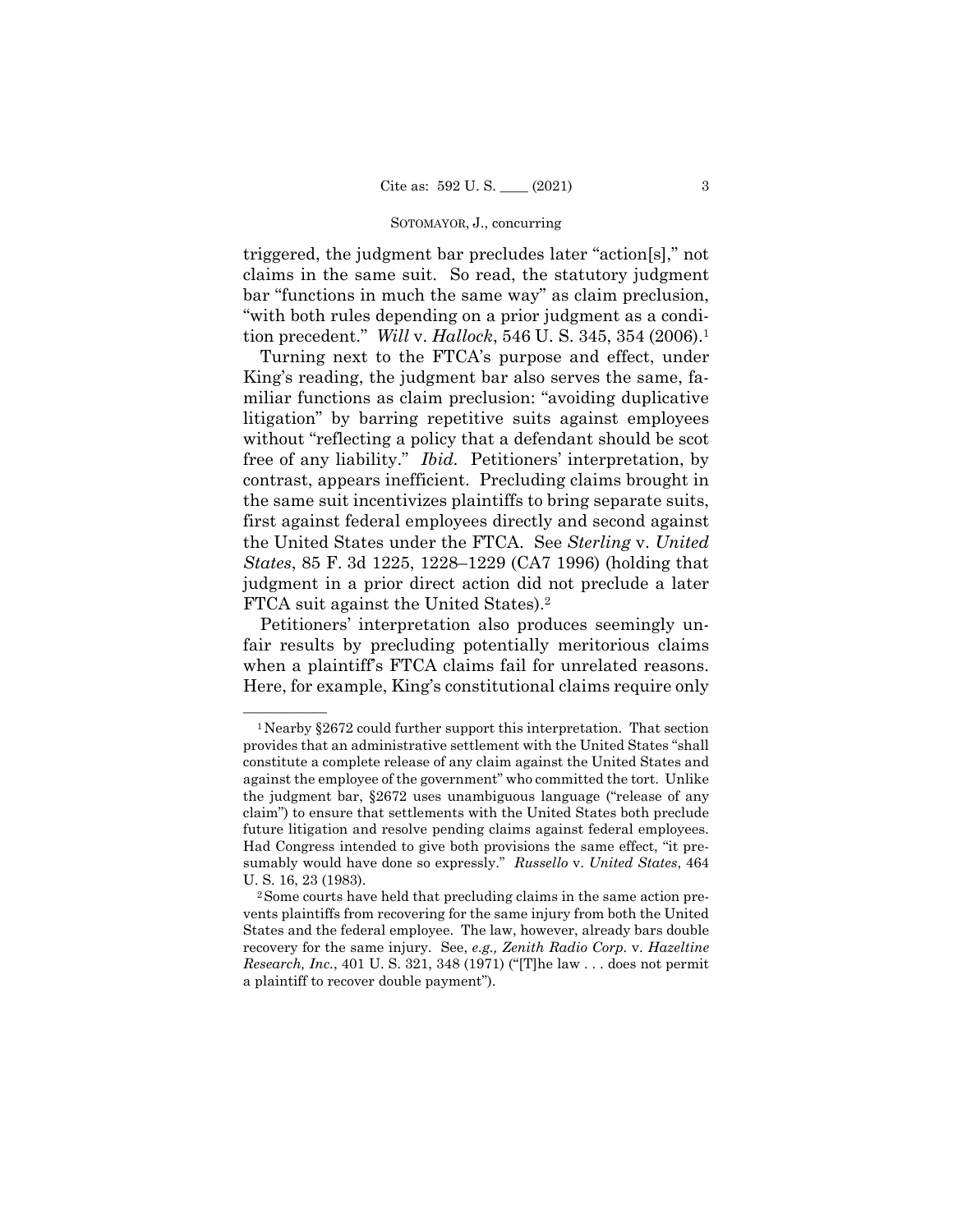triggered, the judgment bar precludes later "action[s]," not claims in the same suit. So read, the statutory judgment bar "functions in much the same way" as claim preclusion, "with both rules depending on a prior judgment as a condition precedent." *Will* v. *Hallock*, 546 U. S. 345, 354 (2006).[1]

Turning next to the FTCA's purpose and effect, under King's reading, the judgment bar also serves the same, familiar functions as claim preclusion: "avoiding duplicative litigation" by barring repetitive suits against employees without "reflecting a policy that a defendant should be scot free of any liability." *Ibid.* Petitioners' interpretation, by contrast, appears inefficient. Precluding claims brought in the same suit incentivizes plaintiffs to bring separate suits, first against federal employees directly and second against the United States under the FTCA. See *Sterling* v. *United States*, 85 F. 3d 1225, 1228–1229 (CA7 1996) (holding that judgment in a prior direct action did not preclude a later FTCA suit against the United States).[2]

Petitioners' interpretation also produces seemingly unfair results by precluding potentially meritorious claims when a plaintiff's FTCA claims fail for unrelated reasons. Here, for example, King's constitutional claims require only

---

[1] Nearby §2672 could further support this interpretation. That section provides that an administrative settlement with the United States "shall constitute a complete release of any claim against the United States and against the employee of the government" who committed the tort. Unlike the judgment bar, §2672 uses unambiguous language ("release of any claim") to ensure that settlements with the United States both preclude future litigation and resolve pending claims against federal employees. Had Congress intended to give both provisions the same effect, "it presumably would have done so expressly." *Russello* v. *United States*, 464 U. S. 16, 23 (1983).

[2] Some courts have held that precluding claims in the same action prevents plaintiffs from recovering for the same injury from both the United States and the federal employee. The law, however, already bars double recovery for the same injury. See, *e.g., Zenith Radio Corp.* v. *Hazeltine Research, Inc.*, 401 U. S. 321, 348 (1971) ("[T]he law . . . does not permit a plaintiff to recover double payment").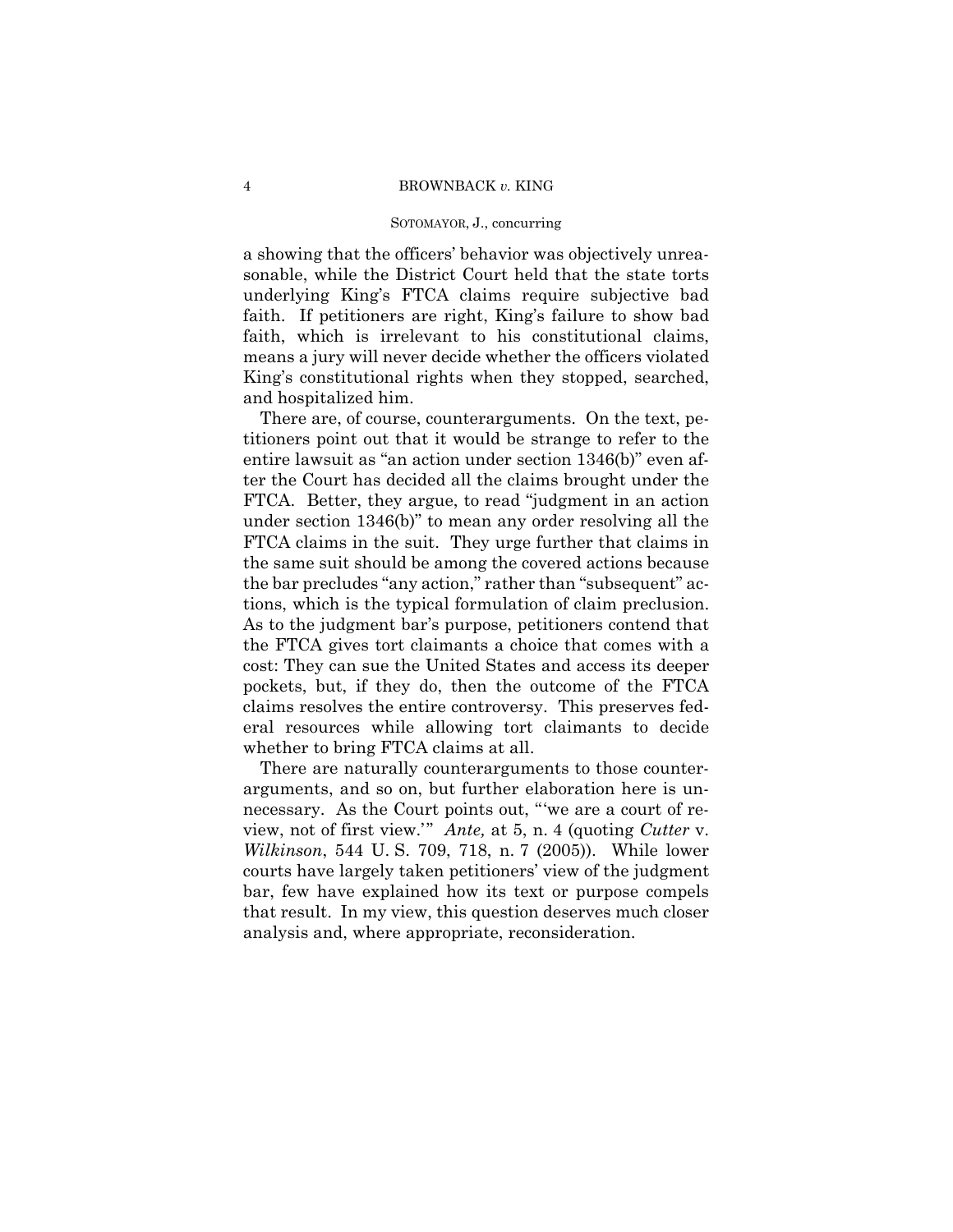a showing that the officers' behavior was objectively unreasonable, while the District Court held that the state torts underlying King's FTCA claims require subjective bad faith. If petitioners are right, King's failure to show bad faith, which is irrelevant to his constitutional claims, means a jury will never decide whether the officers violated King's constitutional rights when they stopped, searched, and hospitalized him.

There are, of course, counterarguments. On the text, petitioners point out that it would be strange to refer to the entire lawsuit as "an action under section 1346(b)" even after the Court has decided all the claims brought under the FTCA. Better, they argue, to read "judgment in an action under section 1346(b)" to mean any order resolving all the FTCA claims in the suit. They urge further that claims in the same suit should be among the covered actions because the bar precludes "any action," rather than "subsequent" actions, which is the typical formulation of claim preclusion. As to the judgment bar's purpose, petitioners contend that the FTCA gives tort claimants a choice that comes with a cost: They can sue the United States and access its deeper pockets, but, if they do, then the outcome of the FTCA claims resolves the entire controversy. This preserves federal resources while allowing tort claimants to decide whether to bring FTCA claims at all.

There are naturally counterarguments to those counterarguments, and so on, but further elaboration here is unnecessary. As the Court points out, "'we are a court of review, not of first view.'" *Ante,* at 5, n. 4 (quoting *Cutter* v. *Wilkinson*, 544 U. S. 709, 718, n. 7 (2005)). While lower courts have largely taken petitioners' view of the judgment bar, few have explained how its text or purpose compels that result. In my view, this question deserves much closer analysis and, where appropriate, reconsideration.